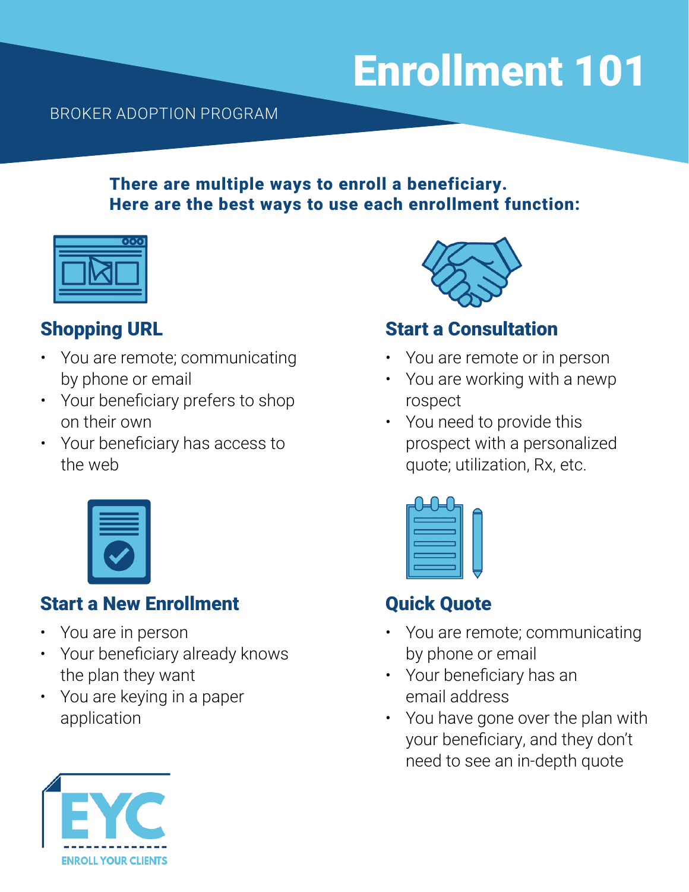# Enrollment 101

BROKER ADOPTION PROGRAM

**There are multiple ways to enroll a beneficiary. Here are the best ways to use each enrollment function:**

## Shopping URL

- You are remote; communicating by phone or email
- Your beneficiary prefers to shop on their own
- Your beneficiary has access to the web

## Start a Consultation

- You are remote or in person
- You are working with a newp rospect
- You need to provide this prospect with a personalized quote; utilization, Rx, etc.

## Start a New Enrollment

- You are in person
- Your beneficiary already knows the plan they want
- You are keying in a paper application

## Quick Quote

- You are remote; communicating by phone or email
- Your beneficiary has an email address
- You have gone over the plan with your beneficiary, and they don't need to see an in-depth quote

EYC
ENROLL YOUR CLIENTS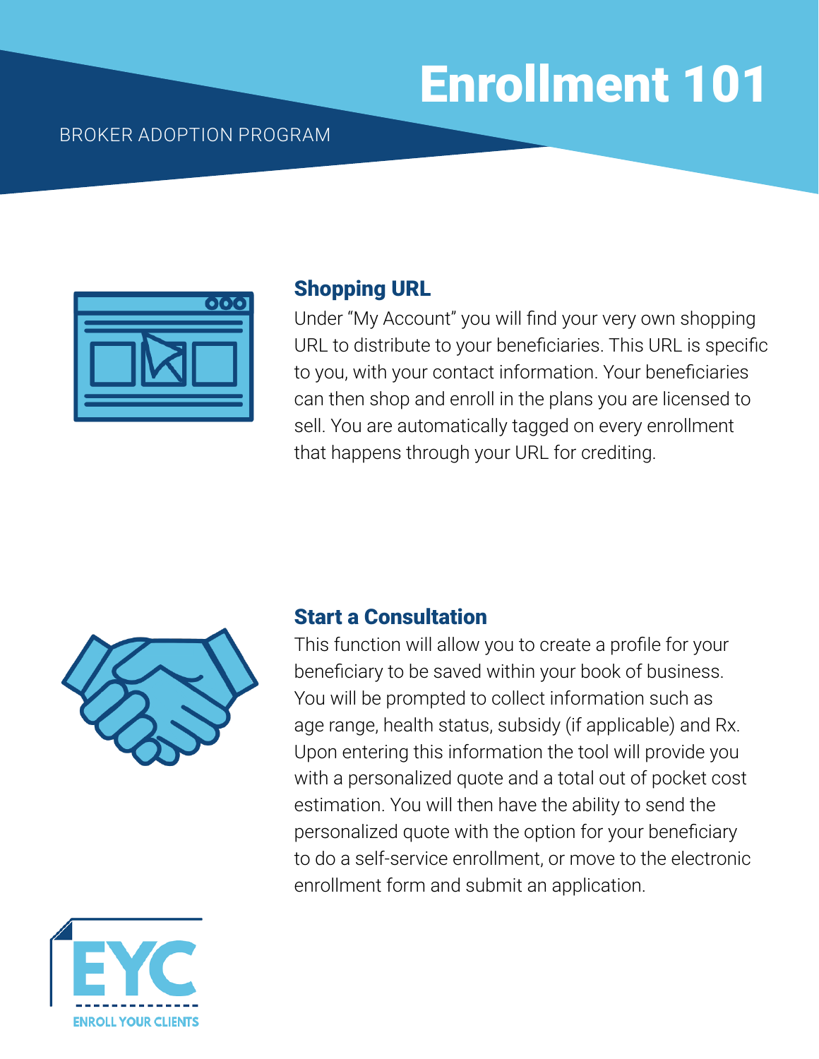# Enrollment 101

BROKER ADOPTION PROGRAM

## Shopping URL

Under “My Account” you will find your very own shopping URL to distribute to your beneficiaries. This URL is specific to you, with your contact information. Your beneficiaries can then shop and enroll in the plans you are licensed to sell. You are automatically tagged on every enrollment that happens through your URL for crediting.

## Start a Consultation

This function will allow you to create a profile for your beneficiary to be saved within your book of business. You will be prompted to collect information such as age range, health status, subsidy (if applicable) and Rx. Upon entering this information the tool will provide you with a personalized quote and a total out of pocket cost estimation. You will then have the ability to send the personalized quote with the option for your beneficiary to do a self-service enrollment, or move to the electronic enrollment form and submit an application.

EYC

ENROLL YOUR CLIENTS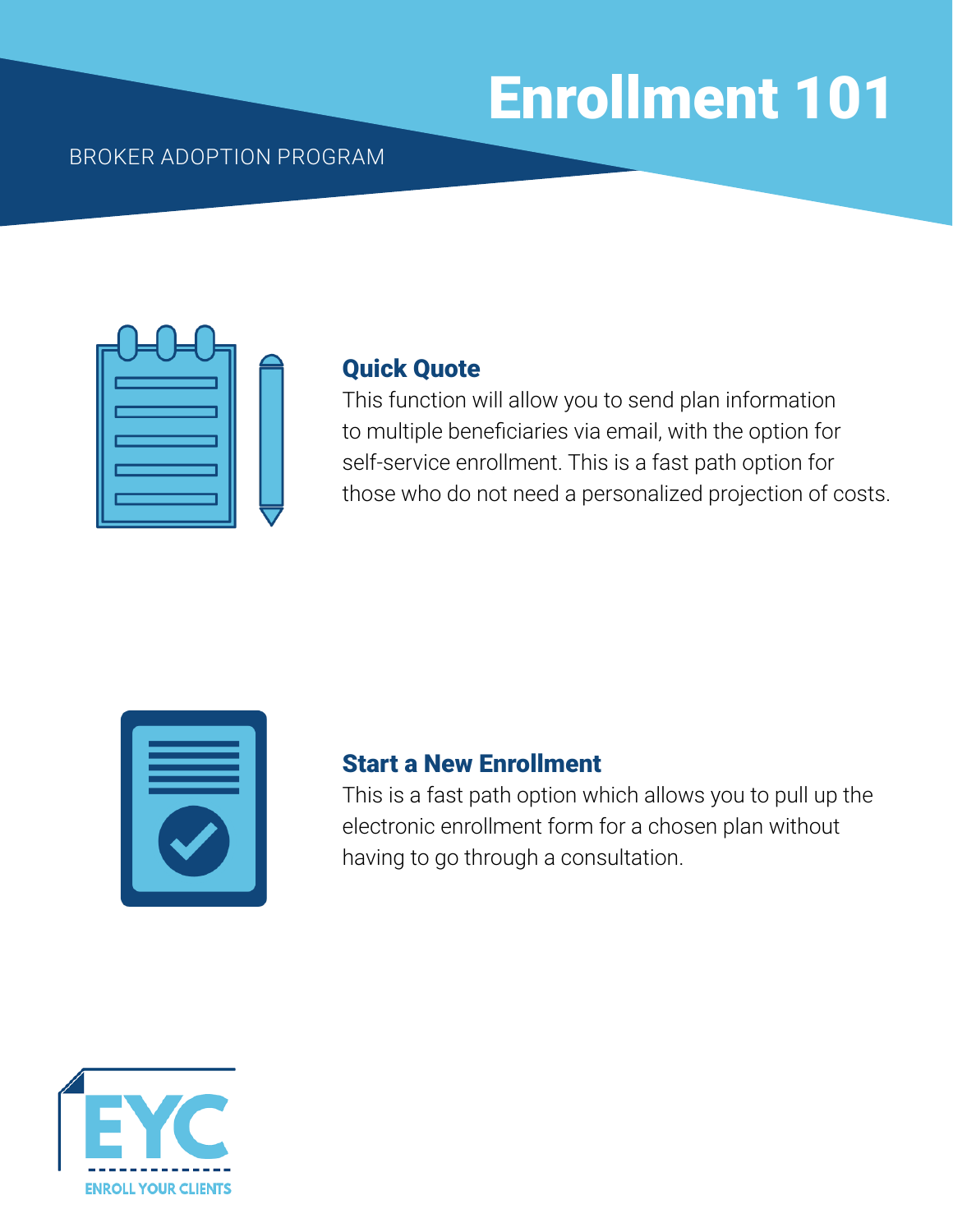# Enrollment 101

BROKER ADOPTION PROGRAM

## Quick Quote

This function will allow you to send plan information to multiple beneficiaries via email, with the option for self-service enrollment. This is a fast path option for those who do not need a personalized projection of costs.

## Start a New Enrollment

This is a fast path option which allows you to pull up the electronic enrollment form for a chosen plan without having to go through a consultation.

EYC

ENROLL YOUR CLIENTS